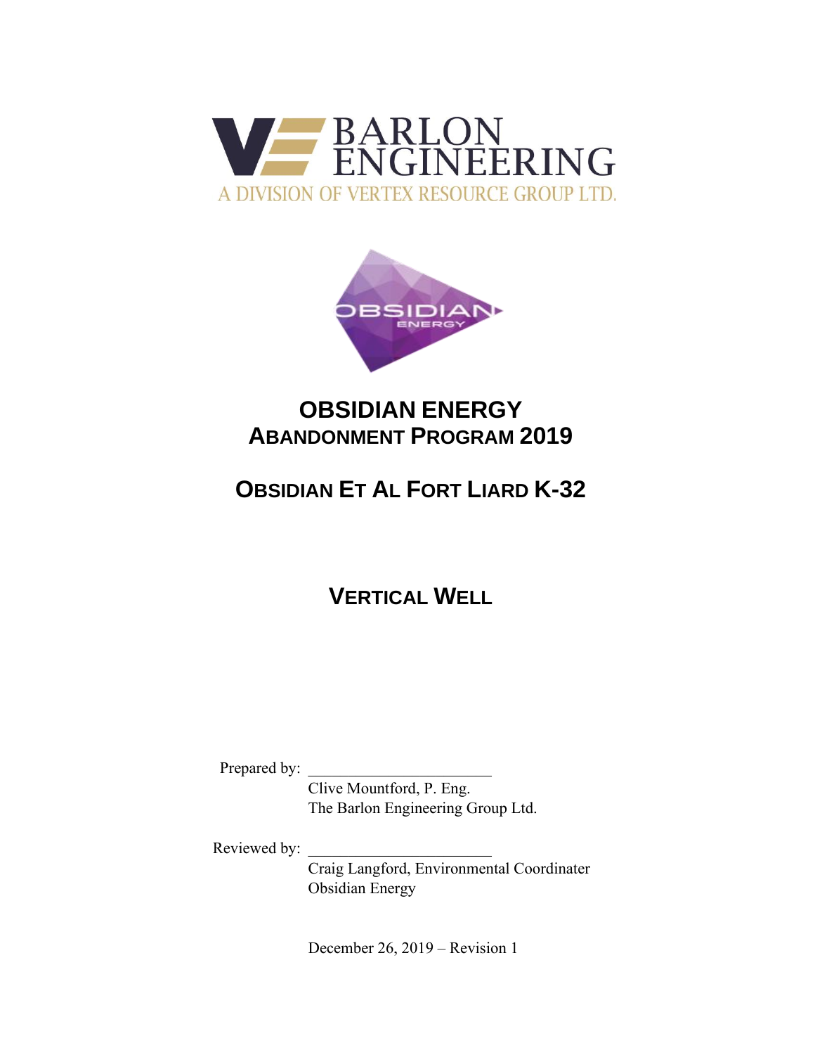BARLON ENGINEERING

A DIVISION OF VERTEX RESOURCE GROUP LTD.

OBSIDIAN ENERGY

# OBSIDIAN ENERGY
## ABANDONMENT PROGRAM 2019

## OBSIDIAN ET AL FORT LIARD K-32

## VERTICAL WELL

Prepared by: \_\_\_\_\_\_\_\_\_\_\_\_\_\_\_\_\_\_\_\_\_\_\_
Clive Mountford, P. Eng.
The Barlon Engineering Group Ltd.

Reviewed by: \_\_\_\_\_\_\_\_\_\_\_\_\_\_\_\_\_\_\_\_\_\_\_
Craig Langford, Environmental Coordinater
Obsidian Energy

December 26, 2019 – Revision 1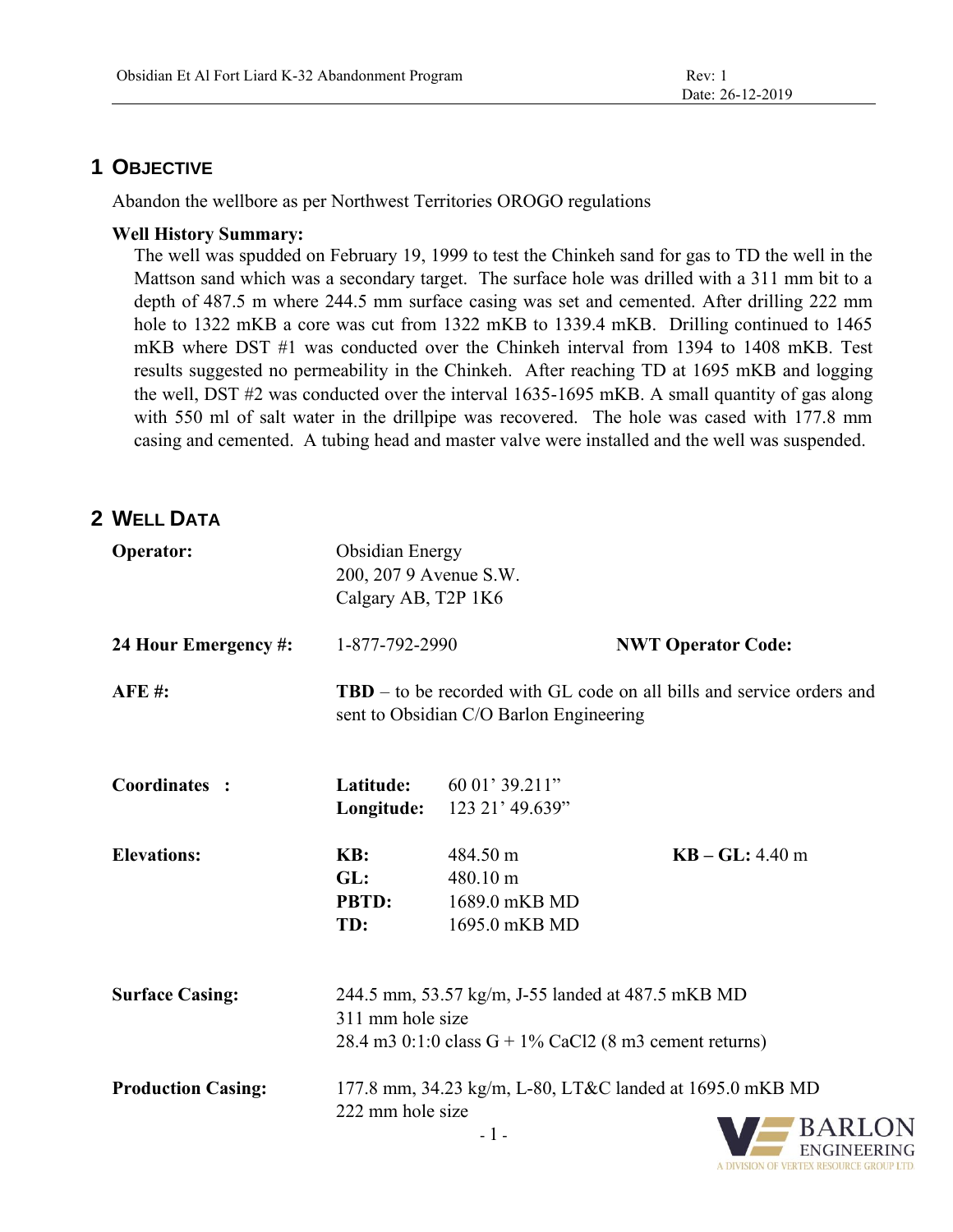# 1 OBJECTIVE

Abandon the wellbore as per Northwest Territories OROGO regulations

**Well History Summary:**

The well was spudded on February 19, 1999 to test the Chinkeh sand for gas to TD the well in the Mattson sand which was a secondary target. The surface hole was drilled with a 311 mm bit to a depth of 487.5 m where 244.5 mm surface casing was set and cemented. After drilling 222 mm hole to 1322 mKB a core was cut from 1322 mKB to 1339.4 mKB. Drilling continued to 1465 mKB where DST #1 was conducted over the Chinkeh interval from 1394 to 1408 mKB. Test results suggested no permeability in the Chinkeh. After reaching TD at 1695 mKB and logging the well, DST #2 was conducted over the interval 1635-1695 mKB. A small quantity of gas along with 550 ml of salt water in the drillpipe was recovered. The hole was cased with 177.8 mm casing and cemented. A tubing head and master valve were installed and the well was suspended.

# 2 WELL DATA

**Operator:** Obsidian Energy
200, 207 9 Avenue S.W.
Calgary AB, T2P 1K6

**24 Hour Emergency #:** 1-877-792-2990 **NWT Operator Code:**

**AFE #:** **TBD** – to be recorded with GL code on all bills and service orders and sent to Obsidian C/O Barlon Engineering

**Coordinates :**
- **Latitude:** 60 01' 39.211"
- **Longitude:** 123 21' 49.639"

**Elevations:**
- **KB:** 484.50 m
- **GL:** 480.10 m
- **PBTD:** 1689.0 mKB MD
- **TD:** 1695.0 mKB MD
- **KB – GL:** 4.40 m

**Surface Casing:** 244.5 mm, 53.57 kg/m, J-55 landed at 487.5 mKB MD
311 mm hole size
28.4 m3 0:1:0 class G + 1% $CaCl_2$ (8 m3 cement returns)

**Production Casing:** 177.8 mm, 34.23 kg/m, L-80, LT&C landed at 1695.0 mKB MD
222 mm hole size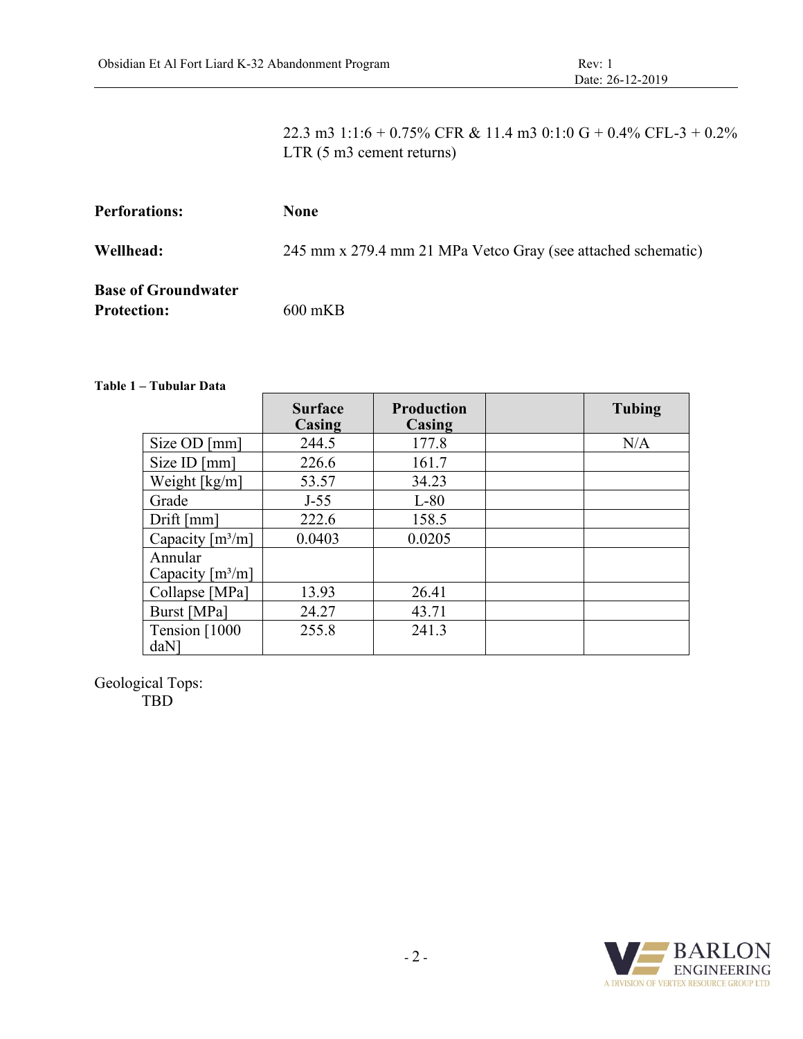22.3 m3 1:1:6 + 0.75% CFR & 11.4 m3 0:1:0 G + 0.4% CFL-3 + 0.2% LTR (5 m3 cement returns)

**Perforations:** **None**

**Wellhead:** 245 mm x 279.4 mm 21 MPa Vetco Gray (see attached schematic)

**Base of Groundwater Protection:** 600 mKB

**Table 1 – Tubular Data**

| | Surface Casing | Production Casing | | Tubing |
|---|---|---|---|---|
| Size OD [mm] | 244.5 | 177.8 | | N/A |
| Size ID [mm] | 226.6 | 161.7 | | |
| Weight [kg/m] | 53.57 | 34.23 | | |
| Grade | J-55 | L-80 | | |
| Drift [mm] | 222.6 | 158.5 | | |
| Capacity [m³/m] | 0.0403 | 0.0205 | | |
| Annular Capacity [m³/m] | | | | |
| Collapse [MPa] | 13.93 | 26.41 | | |
| Burst [MPa] | 24.27 | 43.71 | | |
| Tension [1000 daN] | 255.8 | 241.3 | | |

Geological Tops:
TBD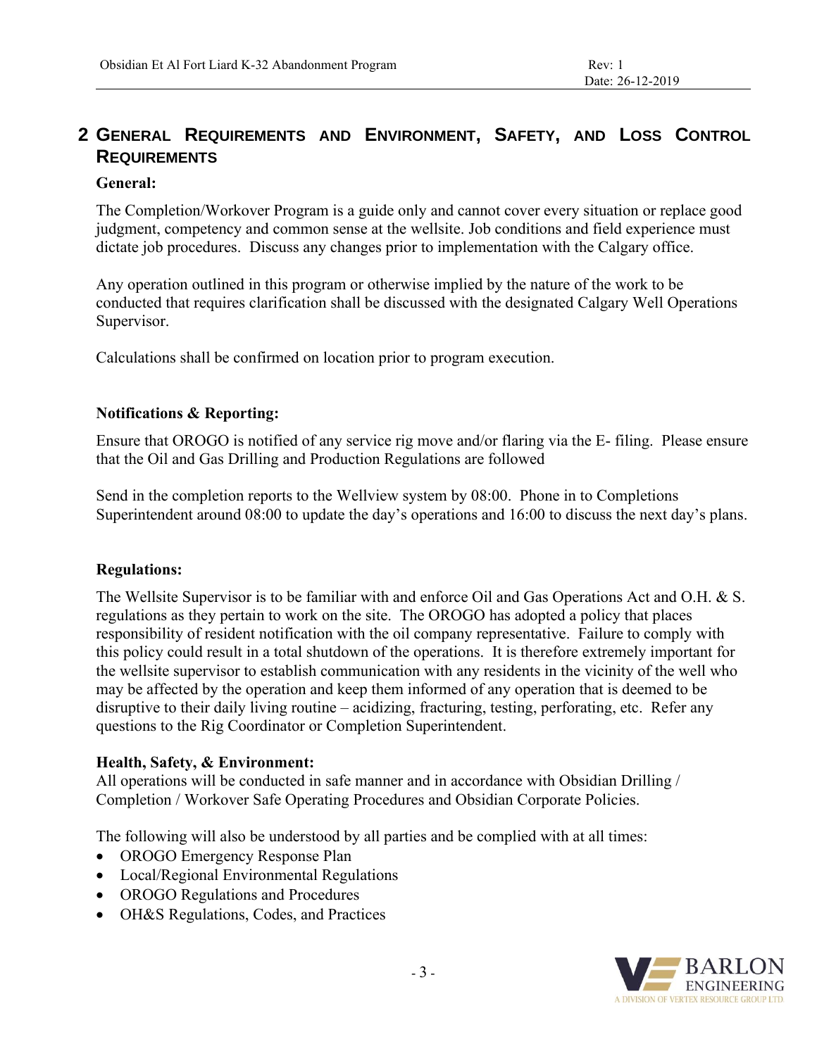# 2 General Requirements and Environment, Safety, and Loss Control Requirements

**General:**

The Completion/Workover Program is a guide only and cannot cover every situation or replace good judgment, competency and common sense at the wellsite. Job conditions and field experience must dictate job procedures. Discuss any changes prior to implementation with the Calgary office.

Any operation outlined in this program or otherwise implied by the nature of the work to be conducted that requires clarification shall be discussed with the designated Calgary Well Operations Supervisor.

Calculations shall be confirmed on location prior to program execution.

**Notifications & Reporting:**

Ensure that OROGO is notified of any service rig move and/or flaring via the E- filing. Please ensure that the Oil and Gas Drilling and Production Regulations are followed

Send in the completion reports to the Wellview system by 08:00. Phone in to Completions Superintendent around 08:00 to update the day's operations and 16:00 to discuss the next day's plans.

**Regulations:**

The Wellsite Supervisor is to be familiar with and enforce Oil and Gas Operations Act and O.H. & S. regulations as they pertain to work on the site. The OROGO has adopted a policy that places responsibility of resident notification with the oil company representative. Failure to comply with this policy could result in a total shutdown of the operations. It is therefore extremely important for the wellsite supervisor to establish communication with any residents in the vicinity of the well who may be affected by the operation and keep them informed of any operation that is deemed to be disruptive to their daily living routine – acidizing, fracturing, testing, perforating, etc. Refer any questions to the Rig Coordinator or Completion Superintendent.

**Health, Safety, & Environment:**

All operations will be conducted in safe manner and in accordance with Obsidian Drilling / Completion / Workover Safe Operating Procedures and Obsidian Corporate Policies.

The following will also be understood by all parties and be complied with at all times:

- OROGO Emergency Response Plan
- Local/Regional Environmental Regulations
- OROGO Regulations and Procedures
- OH&S Regulations, Codes, and Practices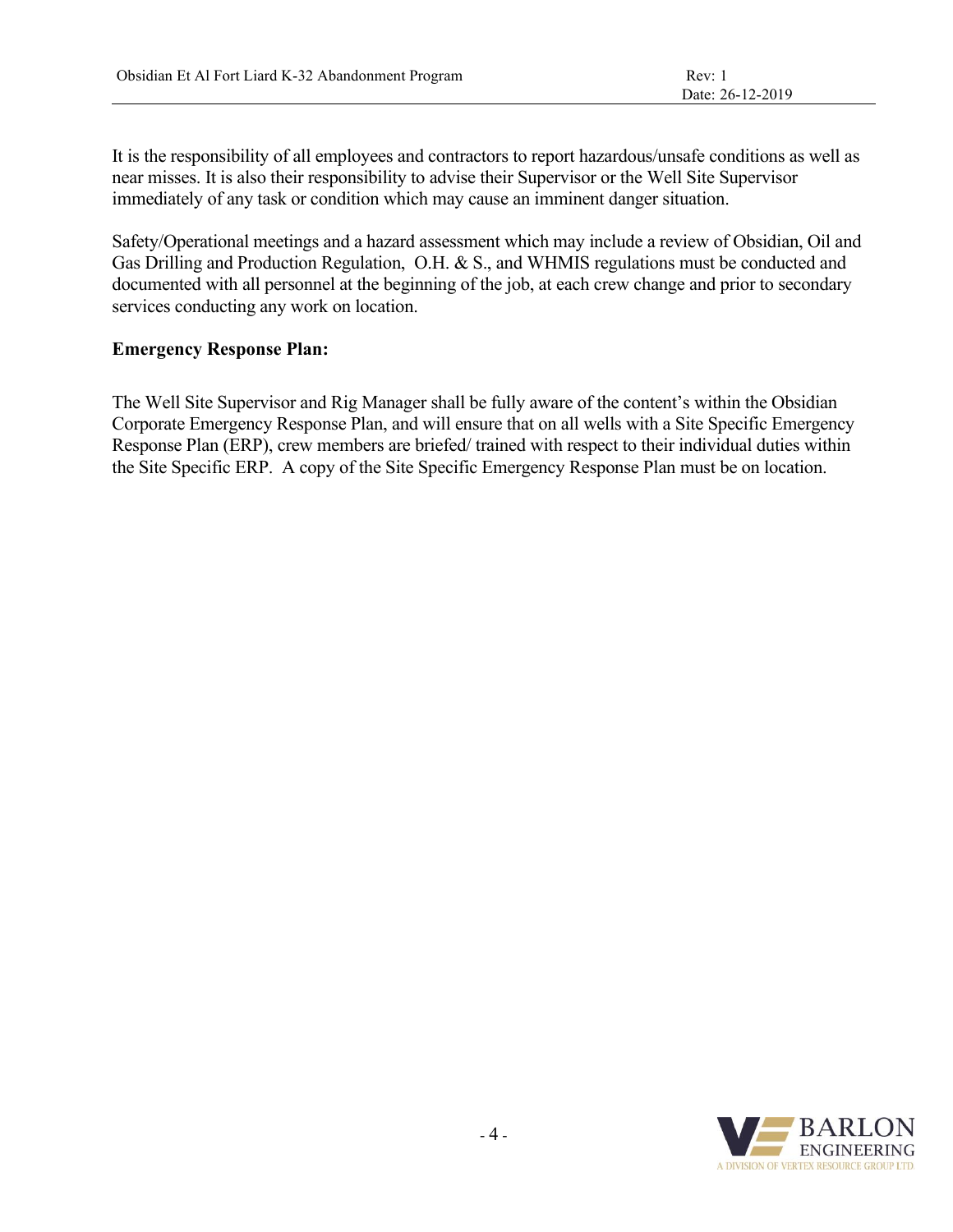It is the responsibility of all employees and contractors to report hazardous/unsafe conditions as well as near misses. It is also their responsibility to advise their Supervisor or the Well Site Supervisor immediately of any task or condition which may cause an imminent danger situation.

Safety/Operational meetings and a hazard assessment which may include a review of Obsidian, Oil and Gas Drilling and Production Regulation, O.H. & S., and WHMIS regulations must be conducted and documented with all personnel at the beginning of the job, at each crew change and prior to secondary services conducting any work on location.

**Emergency Response Plan:**

The Well Site Supervisor and Rig Manager shall be fully aware of the content's within the Obsidian Corporate Emergency Response Plan, and will ensure that on all wells with a Site Specific Emergency Response Plan (ERP), crew members are briefed/ trained with respect to their individual duties within the Site Specific ERP. A copy of the Site Specific Emergency Response Plan must be on location.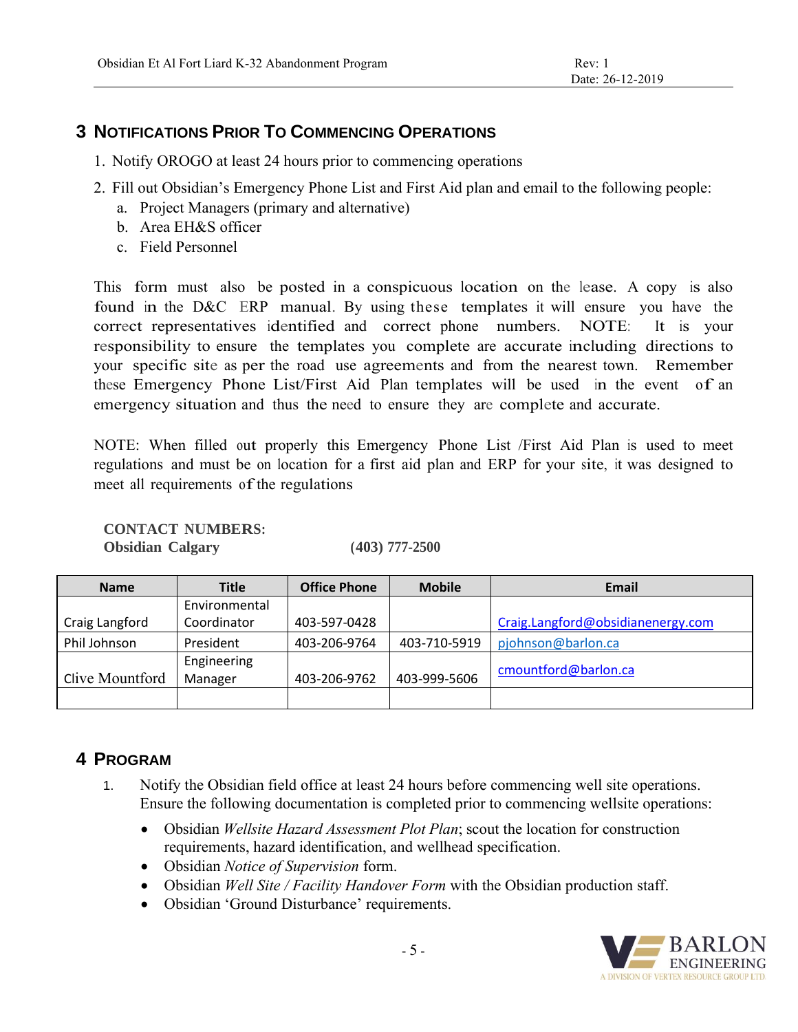## 3 NOTIFICATIONS PRIOR TO COMMENCING OPERATIONS

1. Notify OROGO at least 24 hours prior to commencing operations
2. Fill out Obsidian's Emergency Phone List and First Aid plan and email to the following people:
   a. Project Managers (primary and alternative)
   b. Area EH&S officer
   c. Field Personnel

This form must also be posted in a conspicuous location on the lease. A copy is also found in the D&C ERP manual. By using these templates it will ensure you have the correct representatives identified and correct phone numbers. NOTE: It is your responsibility to ensure the templates you complete are accurate including directions to your specific site as per the road use agreements and from the nearest town. Remember these Emergency Phone List/First Aid Plan templates will be used in the event of an emergency situation and thus the need to ensure they are complete and accurate.

NOTE: When filled out properly this Emergency Phone List /First Aid Plan is used to meet regulations and must be on location for a first aid plan and ERP for your site, it was designed to meet all requirements of the regulations

**CONTACT NUMBERS:**
**Obsidian Calgary** **(403) 777-2500**

| Name | Title | Office Phone | Mobile | Email |
|---|---|---|---|---|
| Craig Langford | Environmental Coordinator | 403-597-0428 | | Craig.Langford@obsidianenergy.com |
| Phil Johnson | President | 403-206-9764 | 403-710-5919 | pjohnson@barlon.ca |
| Clive Mountford | Engineering Manager | 403-206-9762 | 403-999-5606 | cmountford@barlon.ca |
| | | | | |

## 4 PROGRAM

1. Notify the Obsidian field office at least 24 hours before commencing well site operations. Ensure the following documentation is completed prior to commencing wellsite operations:
   - Obsidian *Wellsite Hazard Assessment Plot Plan*; scout the location for construction requirements, hazard identification, and wellhead specification.
   - Obsidian *Notice of Supervision* form.
   - Obsidian *Well Site / Facility Handover Form* with the Obsidian production staff.
   - Obsidian 'Ground Disturbance' requirements.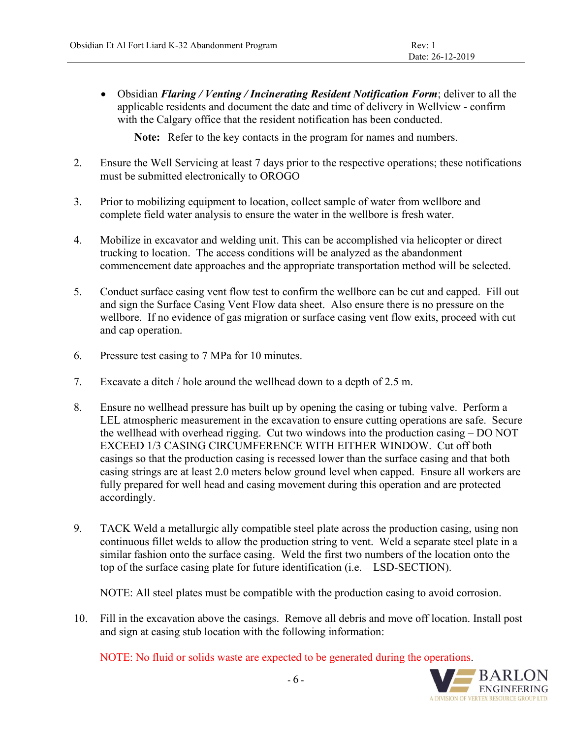- Obsidian ***Flaring / Venting / Incinerating Resident Notification Form***; deliver to all the applicable residents and document the date and time of delivery in Wellview - confirm with the Calgary office that the resident notification has been conducted.

  **Note:** Refer to the key contacts in the program for names and numbers.

2. Ensure the Well Servicing at least 7 days prior to the respective operations; these notifications must be submitted electronically to OROGO

3. Prior to mobilizing equipment to location, collect sample of water from wellbore and complete field water analysis to ensure the water in the wellbore is fresh water.

4. Mobilize in excavator and welding unit. This can be accomplished via helicopter or direct trucking to location. The access conditions will be analyzed as the abandonment commencement date approaches and the appropriate transportation method will be selected.

5. Conduct surface casing vent flow test to confirm the wellbore can be cut and capped. Fill out and sign the Surface Casing Vent Flow data sheet. Also ensure there is no pressure on the wellbore. If no evidence of gas migration or surface casing vent flow exits, proceed with cut and cap operation.

6. Pressure test casing to 7 MPa for 10 minutes.

7. Excavate a ditch / hole around the wellhead down to a depth of 2.5 m.

8. Ensure no wellhead pressure has built up by opening the casing or tubing valve. Perform a LEL atmospheric measurement in the excavation to ensure cutting operations are safe. Secure the wellhead with overhead rigging. Cut two windows into the production casing – DO NOT EXCEED 1/3 CASING CIRCUMFERENCE WITH EITHER WINDOW. Cut off both casings so that the production casing is recessed lower than the surface casing and that both casing strings are at least 2.0 meters below ground level when capped. Ensure all workers are fully prepared for well head and casing movement during this operation and are protected accordingly.

9. TACK Weld a metallurgic ally compatible steel plate across the production casing, using non continuous fillet welds to allow the production string to vent. Weld a separate steel plate in a similar fashion onto the surface casing. Weld the first two numbers of the location onto the top of the surface casing plate for future identification (i.e. – LSD-SECTION).

   NOTE: All steel plates must be compatible with the production casing to avoid corrosion.

10. Fill in the excavation above the casings. Remove all debris and move off location. Install post and sign at casing stub location with the following information:

    NOTE: No fluid or solids waste are expected to be generated during the operations.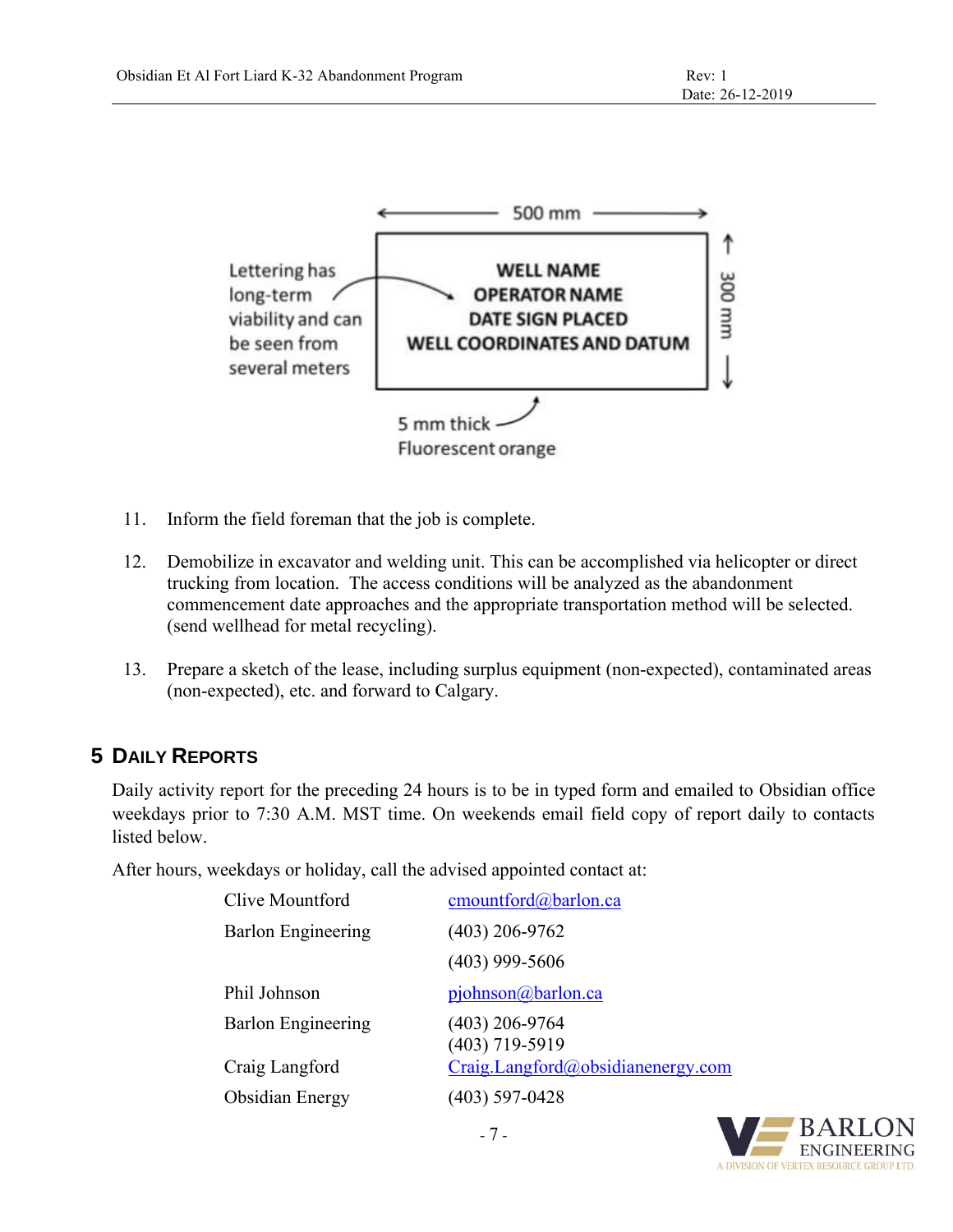500 mm

300 mm

Lettering has long-term viability and can be seen from several meters

WELL NAME
OPERATOR NAME
DATE SIGN PLACED
WELL COORDINATES AND DATUM

5 mm thick Fluorescent orange

11. Inform the field foreman that the job is complete.

12. Demobilize in excavator and welding unit. This can be accomplished via helicopter or direct trucking from location. The access conditions will be analyzed as the abandonment commencement date approaches and the appropriate transportation method will be selected. (send wellhead for metal recycling).

13. Prepare a sketch of the lease, including surplus equipment (non-expected), contaminated areas (non-expected), etc. and forward to Calgary.

# 5 Daily Reports

Daily activity report for the preceding 24 hours is to be in typed form and emailed to Obsidian office weekdays prior to 7:30 A.M. MST time. On weekends email field copy of report daily to contacts listed below.

After hours, weekdays or holiday, call the advised appointed contact at:

| | |
|---|---|
| Clive Mountford | cmountford@barlon.ca |
| Barlon Engineering | (403) 206-9762 |
| | (403) 999-5606 |
| Phil Johnson | pjohnson@barlon.ca |
| Barlon Engineering | (403) 206-9764<br>(403) 719-5919 |
| Craig Langford | Craig.Langford@obsidianenergy.com |
| Obsidian Energy | (403) 597-0428 |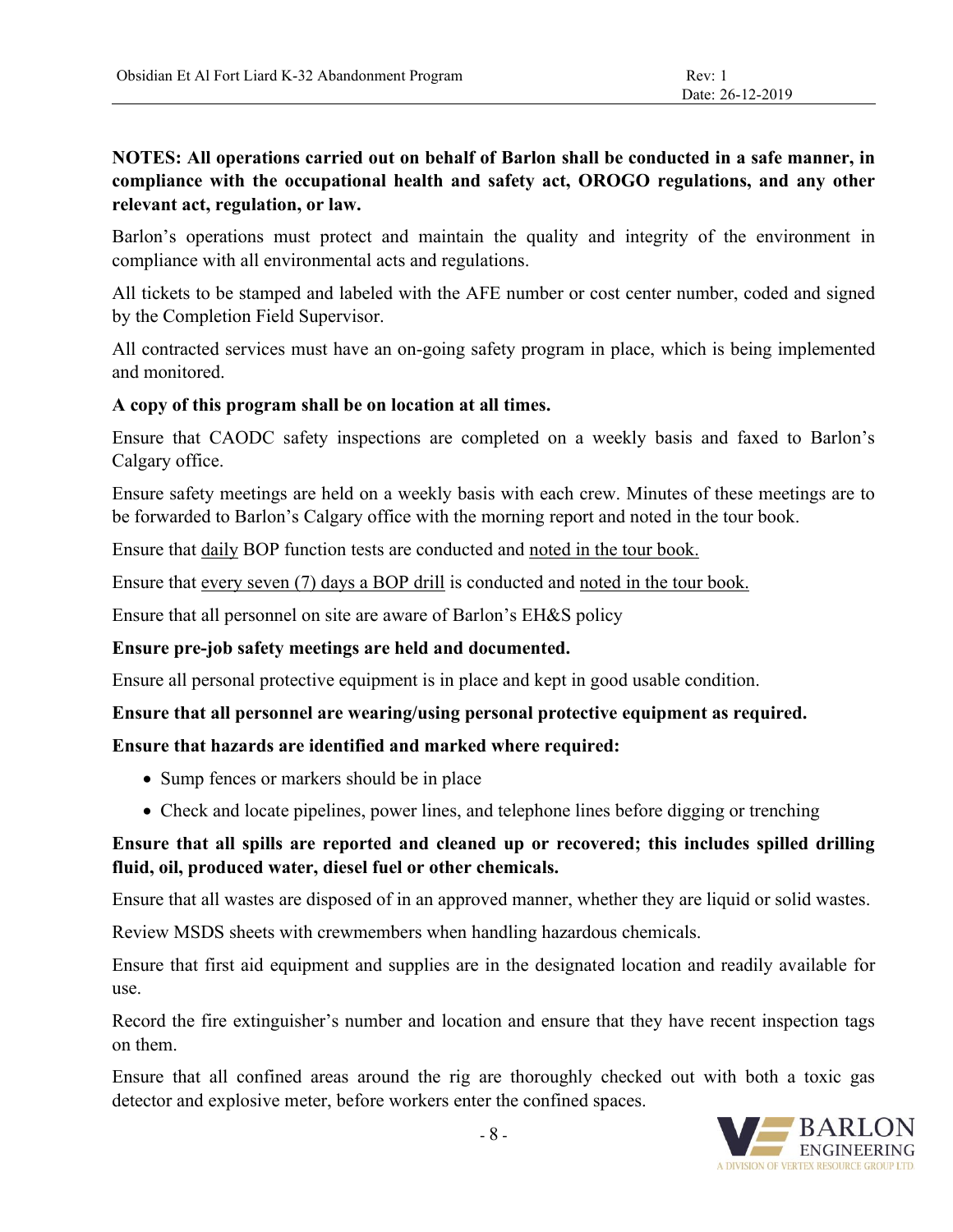**NOTES: All operations carried out on behalf of Barlon shall be conducted in a safe manner, in compliance with the occupational health and safety act, OROGO regulations, and any other relevant act, regulation, or law.**

Barlon's operations must protect and maintain the quality and integrity of the environment in compliance with all environmental acts and regulations.

All tickets to be stamped and labeled with the AFE number or cost center number, coded and signed by the Completion Field Supervisor.

All contracted services must have an on-going safety program in place, which is being implemented and monitored.

**A copy of this program shall be on location at all times.**

Ensure that CAODC safety inspections are completed on a weekly basis and faxed to Barlon's Calgary office.

Ensure safety meetings are held on a weekly basis with each crew. Minutes of these meetings are to be forwarded to Barlon's Calgary office with the morning report and noted in the tour book.

Ensure that daily BOP function tests are conducted and noted in the tour book.

Ensure that every seven (7) days a BOP drill is conducted and noted in the tour book.

Ensure that all personnel on site are aware of Barlon's EH&S policy

**Ensure pre-job safety meetings are held and documented.**

Ensure all personal protective equipment is in place and kept in good usable condition.

**Ensure that all personnel are wearing/using personal protective equipment as required.**

**Ensure that hazards are identified and marked where required:**

- Sump fences or markers should be in place
- Check and locate pipelines, power lines, and telephone lines before digging or trenching

**Ensure that all spills are reported and cleaned up or recovered; this includes spilled drilling fluid, oil, produced water, diesel fuel or other chemicals.**

Ensure that all wastes are disposed of in an approved manner, whether they are liquid or solid wastes.

Review MSDS sheets with crewmembers when handling hazardous chemicals.

Ensure that first aid equipment and supplies are in the designated location and readily available for use.

Record the fire extinguisher's number and location and ensure that they have recent inspection tags on them.

Ensure that all confined areas around the rig are thoroughly checked out with both a toxic gas detector and explosive meter, before workers enter the confined spaces.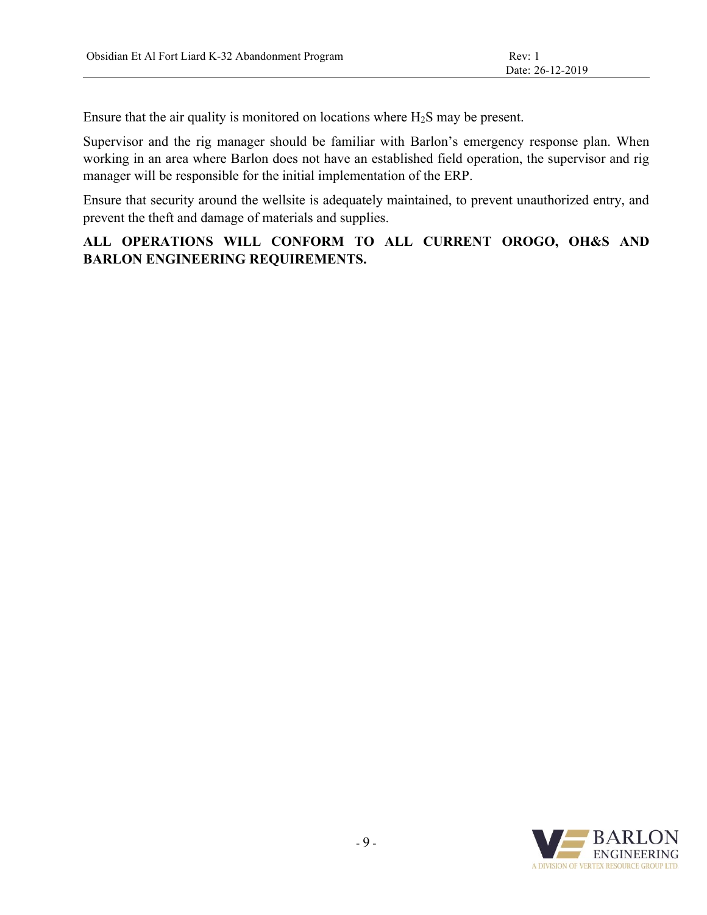Ensure that the air quality is monitored on locations where $H_2S$ may be present.

Supervisor and the rig manager should be familiar with Barlon's emergency response plan. When working in an area where Barlon does not have an established field operation, the supervisor and rig manager will be responsible for the initial implementation of the ERP.

Ensure that security around the wellsite is adequately maintained, to prevent unauthorized entry, and prevent the theft and damage of materials and supplies.

**ALL OPERATIONS WILL CONFORM TO ALL CURRENT OROGO, OH&S AND BARLON ENGINEERING REQUIREMENTS.**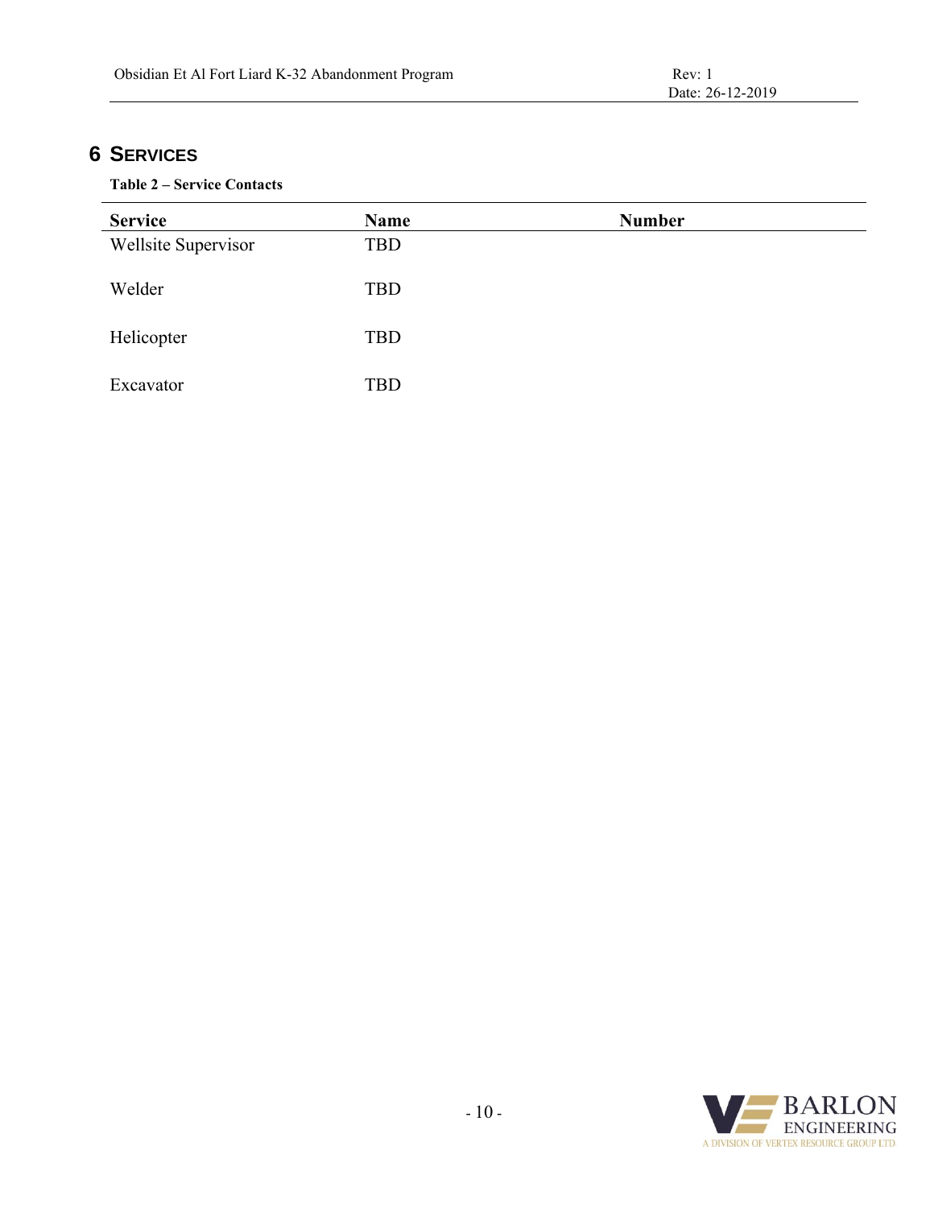# 6 SERVICES

**Table 2 – Service Contacts**

| Service | Name | Number |
|---|---|---|
| Wellsite Supervisor | TBD | |
| Welder | TBD | |
| Helicopter | TBD | |
| Excavator | TBD | |